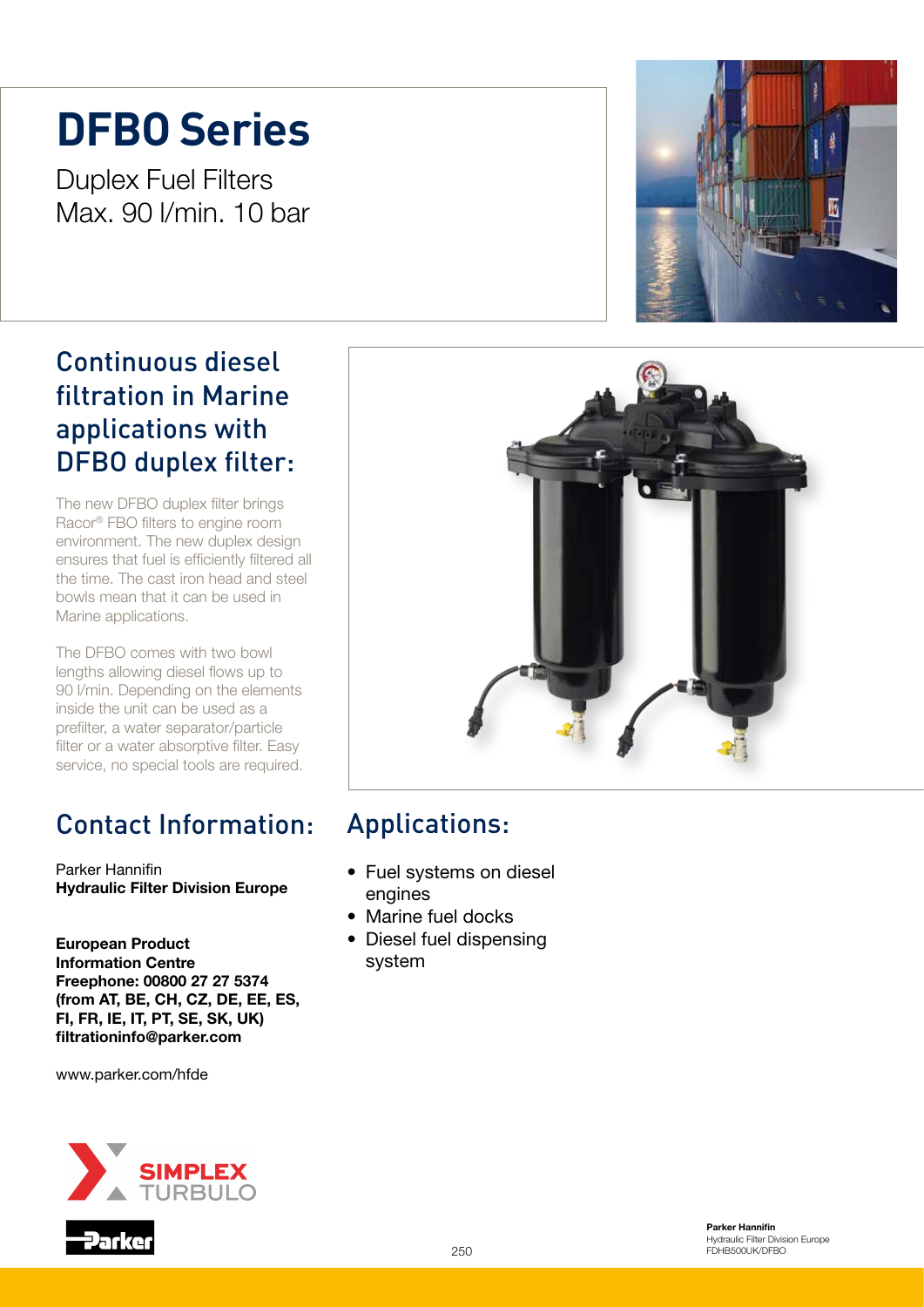# DFBO Series

Duplex Fuel Filters
Max. 90 l/min. 10 bar

## Continuous diesel filtration in Marine applications with DFBO duplex filter:

The new DFBO duplex filter brings Racor® FBO filters to engine room environment. The new duplex design ensures that fuel is efficiently filtered all the time. The cast iron head and steel bowls mean that it can be used in Marine applications.

The DFBO comes with two bowl lengths allowing diesel flows up to 90 l/min. Depending on the elements inside the unit can be used as a prefilter, a water separator/particle filter or a water absorptive filter. Easy service, no special tools are required.

## Contact Information:

Parker Hannifin
**Hydraulic Filter Division Europe**

**European Product Information Centre**
**Freephone: 00800 27 27 5374**
**(from AT, BE, CH, CZ, DE, EE, ES, FI, FR, IE, IT, PT, SE, SK, UK)**
**filtrationinfo@parker.com**

www.parker.com/hfde

## Applications:

- Fuel systems on diesel engines
- Marine fuel docks
- Diesel fuel dispensing system

SIMPLEX TURBULO

Parker

**Parker Hannifin**
Hydraulic Filter Division Europe
FDHB500UK/DFBO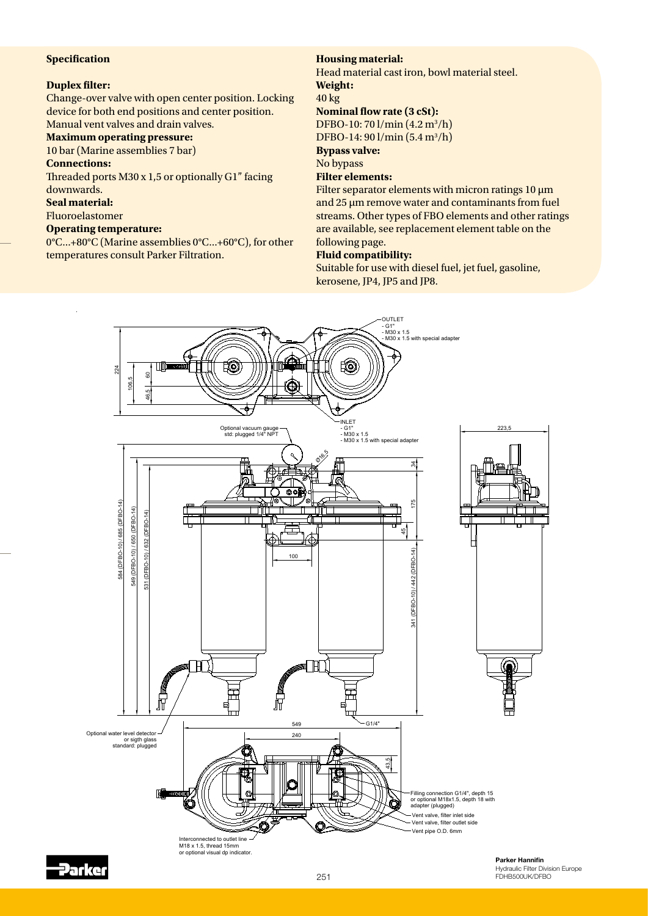## Specification

**Duplex filter:**
Change-over valve with open center position. Locking device for both end positions and center position. Manual vent valves and drain valves.

**Maximum operating pressure:**
10 bar (Marine assemblies 7 bar)

**Connections:**
Threaded ports M30 x 1,5 or optionally G1" facing downwards.

**Seal material:**
Fluoroelastomer

**Operating temperature:**
0°C...+80°C (Marine assemblies 0°C...+60°C), for other temperatures consult Parker Filtration.

**Housing material:**
Head material cast iron, bowl material steel.

**Weight:**
40 kg

**Nominal flow rate (3 cSt):**
DFBO-10: 70 l/min (4.2 $m^3$/h)
DFBO-14: 90 l/min (5.4 $m^3$/h)

**Bypass valve:**
No bypass

**Filter elements:**
Filter separator elements with micron ratings 10 µm and 25 µm remove water and contaminants from fuel streams. Other types of FBO elements and other ratings are available, see replacement element table on the following page.

**Fluid compatibility:**
Suitable for use with diesel fuel, jet fuel, gasoline, kerosene, JP4, JP5 and JP8.

OUTLET
- G1"
- M30 x 1.5
- M30 x 1.5 with special adapter

224
106,5
60
46,5

INLET
- G1"
- M30 x 1.5
- M30 x 1.5 with special adapter

Optional vacuum gauge std: plugged 1/4" NPT

Ø16,5

223,5

34
175
45
100

584 (DFBO-10) / 685 (DFBO-14)
549 (DFBO-10) / 650 (DFBO-14)
531 (DFBO-10) / 632 (DFBO-14)
341 (DFBO-10) / 442 (DFBO-14)

Optional water level detector or sigth glass standard: plugged

549
G1/4"
240
43,5

Filling connection G1/4", depth 15 or optional M18x1.5, depth 18 with adapter (plugged)
Vent valve, filter inlet side
Vent valve, filter outlet side
Vent pipe O.D. 6mm

Interconnected to outlet line M18 x 1.5, thread 15mm or optional visual dp indicator.

Parker Hannifin
Hydraulic Filter Division Europe
FDHB500UK/DFBO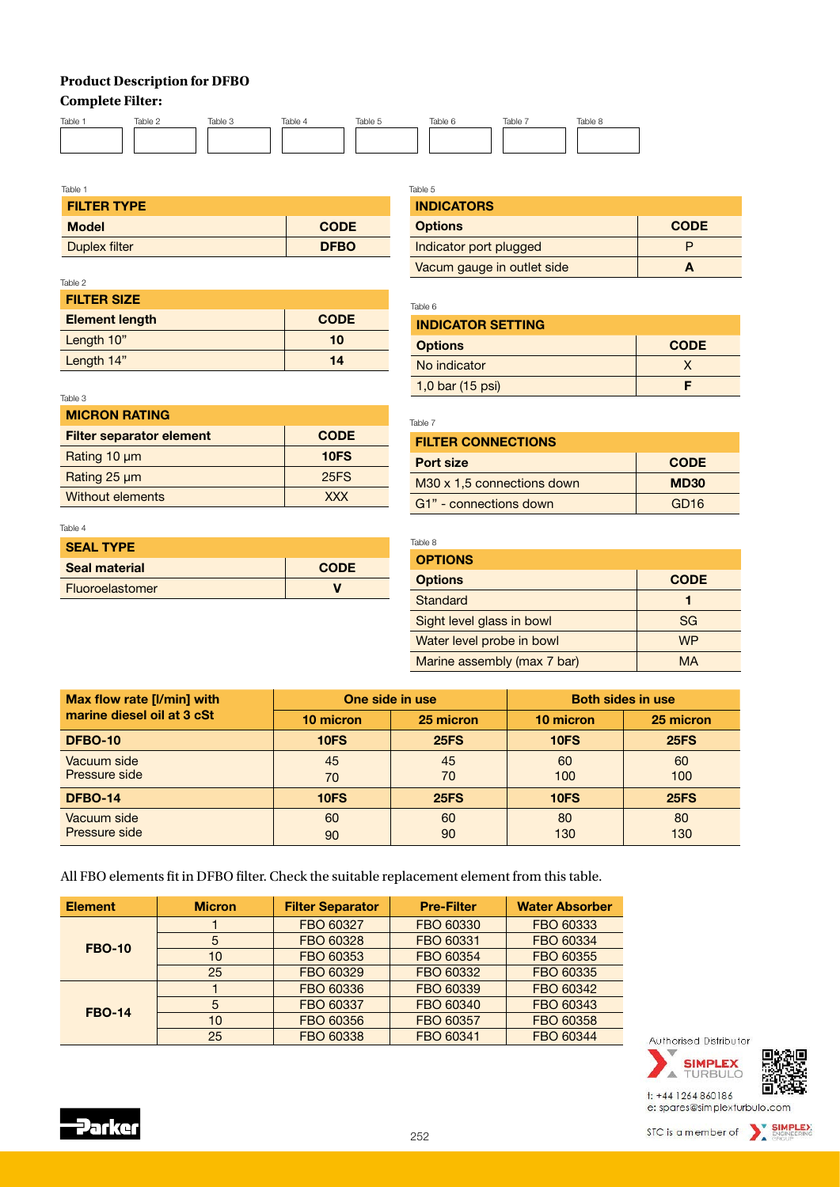**Product Description for DFBO**

**Complete Filter:**

| Table 1 | Table 2 | Table 3 | Table 4 | Table 5 | Table 6 | Table 7 | Table 8 |
|---|---|---|---|---|---|---|---|
| | | | | | | | |

Table 1

| FILTER TYPE | |
|---|---|
| **Model** | **CODE** |
| Duplex filter | **DFBO** |

Table 2

| FILTER SIZE | |
|---|---|
| **Element length** | **CODE** |
| Length 10" | **10** |
| Length 14" | **14** |

Table 3

| MICRON RATING | |
|---|---|
| **Filter separator element** | **CODE** |
| Rating 10 µm | **10FS** |
| Rating 25 µm | 25FS |
| Without elements | XXX |

Table 4

| SEAL TYPE | |
|---|---|
| **Seal material** | **CODE** |
| Fluoroelastomer | **V** |

Table 5

| INDICATORS | |
|---|---|
| **Options** | **CODE** |
| Indicator port plugged | P |
| Vacum gauge in outlet side | **A** |

Table 6

| INDICATOR SETTING | |
|---|---|
| **Options** | **CODE** |
| No indicator | X |
| 1,0 bar (15 psi) | **F** |

Table 7

| FILTER CONNECTIONS | |
|---|---|
| **Port size** | **CODE** |
| M30 x 1,5 connections down | **MD30** |
| G1" - connections down | GD16 |

Table 8

| OPTIONS | |
|---|---|
| **Options** | **CODE** |
| Standard | **1** |
| Sight level glass in bowl | SG |
| Water level probe in bowl | WP |
| Marine assembly (max 7 bar) | MA |

| Max flow rate [l/min] with marine diesel oil at 3 cSt | One side in use | | Both sides in use | |
|---|---|---|---|---|
| | 10 micron | 25 micron | 10 micron | 25 micron |
| **DFBO-10** | **10FS** | **25FS** | **10FS** | **25FS** |
| Vacuum side<br>Pressure side | 45<br>70 | 45<br>70 | 60<br>100 | 60<br>100 |
| **DFBO-14** | **10FS** | **25FS** | **10FS** | **25FS** |
| Vacuum side<br>Pressure side | 60<br>90 | 60<br>90 | 80<br>130 | 80<br>130 |

All FBO elements fit in DFBO filter. Check the suitable replacement element from this table.

| Element | Micron | Filter Separator | Pre-Filter | Water Absorber |
|---|---|---|---|---|
| **FBO-10** | 1 | FBO 60327 | FBO 60330 | FBO 60333 |
| | 5 | FBO 60328 | FBO 60331 | FBO 60334 |
| | 10 | FBO 60353 | FBO 60354 | FBO 60355 |
| | 25 | FBO 60329 | FBO 60332 | FBO 60335 |
| **FBO-14** | 1 | FBO 60336 | FBO 60339 | FBO 60342 |
| | 5 | FBO 60337 | FBO 60340 | FBO 60343 |
| | 10 | FBO 60356 | FBO 60357 | FBO 60358 |
| | 25 | FBO 60338 | FBO 60341 | FBO 60344 |

Authorised Distributor
SIMPLEX TURBULO
t: +44 1264 860186
e: spares@simplexturbulo.com
STC is a member of SIMPLEX ENGINEERING GROUP

Parker